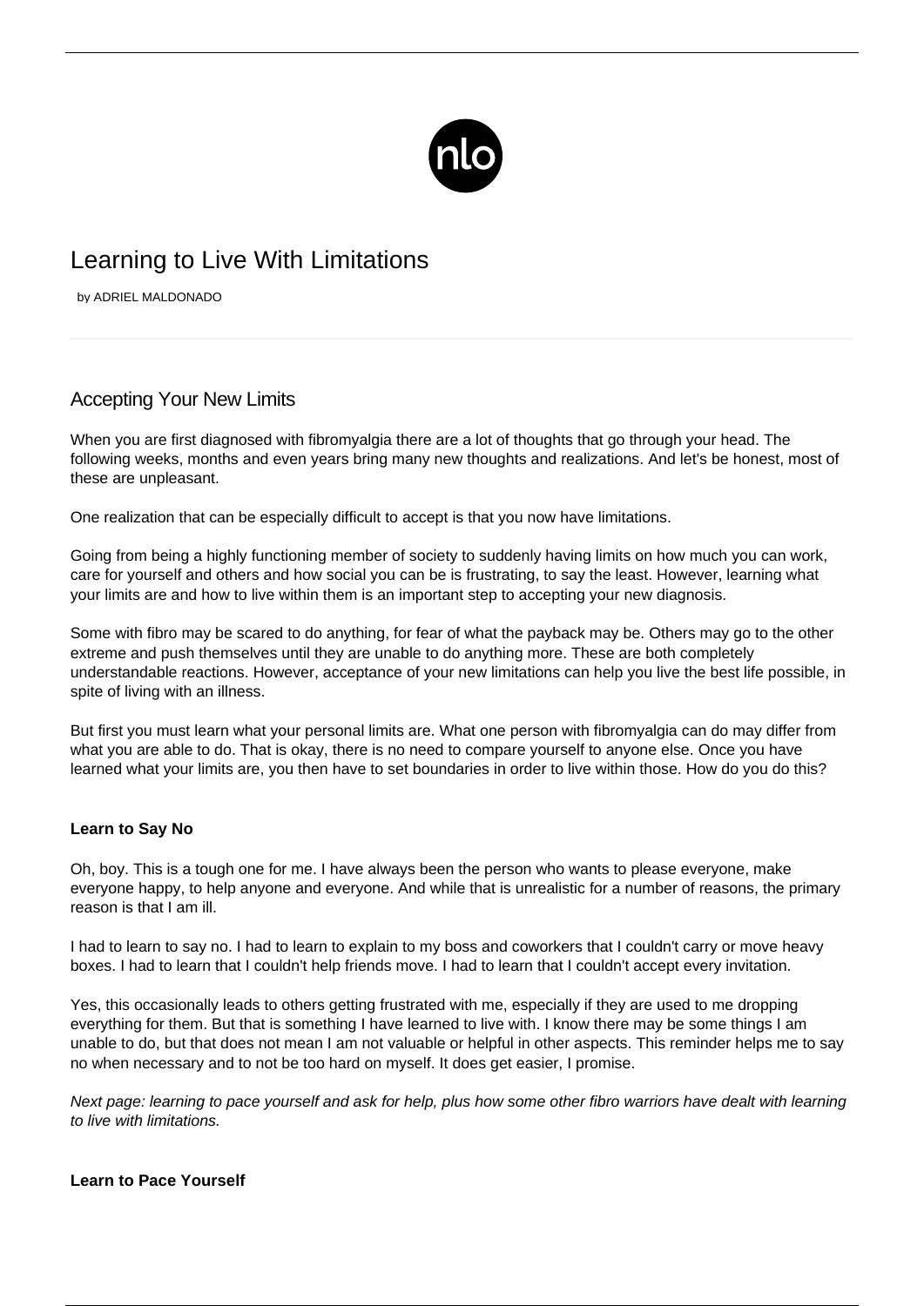# Learning to Live With Limitations

by ADRIEL MALDONADO

## Accepting Your New Limits

When you are first diagnosed with fibromyalgia there are a lot of thoughts that go through your head. The following weeks, months and even years bring many new thoughts and realizations. And let's be honest, most of these are unpleasant.

One realization that can be especially difficult to accept is that you now have limitations.

Going from being a highly functioning member of society to suddenly having limits on how much you can work, care for yourself and others and how social you can be is frustrating, to say the least. However, learning what your limits are and how to live within them is an important step to accepting your new diagnosis.

Some with fibro may be scared to do anything, for fear of what the payback may be. Others may go to the other extreme and push themselves until they are unable to do anything more. These are both completely understandable reactions. However, acceptance of your new limitations can help you live the best life possible, in spite of living with an illness.

But first you must learn what your personal limits are. What one person with fibromyalgia can do may differ from what you are able to do. That is okay, there is no need to compare yourself to anyone else. Once you have learned what your limits are, you then have to set boundaries in order to live within those. How do you do this?

**Learn to Say No**

Oh, boy. This is a tough one for me. I have always been the person who wants to please everyone, make everyone happy, to help anyone and everyone. And while that is unrealistic for a number of reasons, the primary reason is that I am ill.

I had to learn to say no. I had to learn to explain to my boss and coworkers that I couldn't carry or move heavy boxes. I had to learn that I couldn't help friends move. I had to learn that I couldn't accept every invitation.

Yes, this occasionally leads to others getting frustrated with me, especially if they are used to me dropping everything for them. But that is something I have learned to live with. I know there may be some things I am unable to do, but that does not mean I am not valuable or helpful in other aspects. This reminder helps me to say no when necessary and to not be too hard on myself. It does get easier, I promise.

*Next page: learning to pace yourself and ask for help, plus how some other fibro warriors have dealt with learning to live with limitations.*

**Learn to Pace Yourself**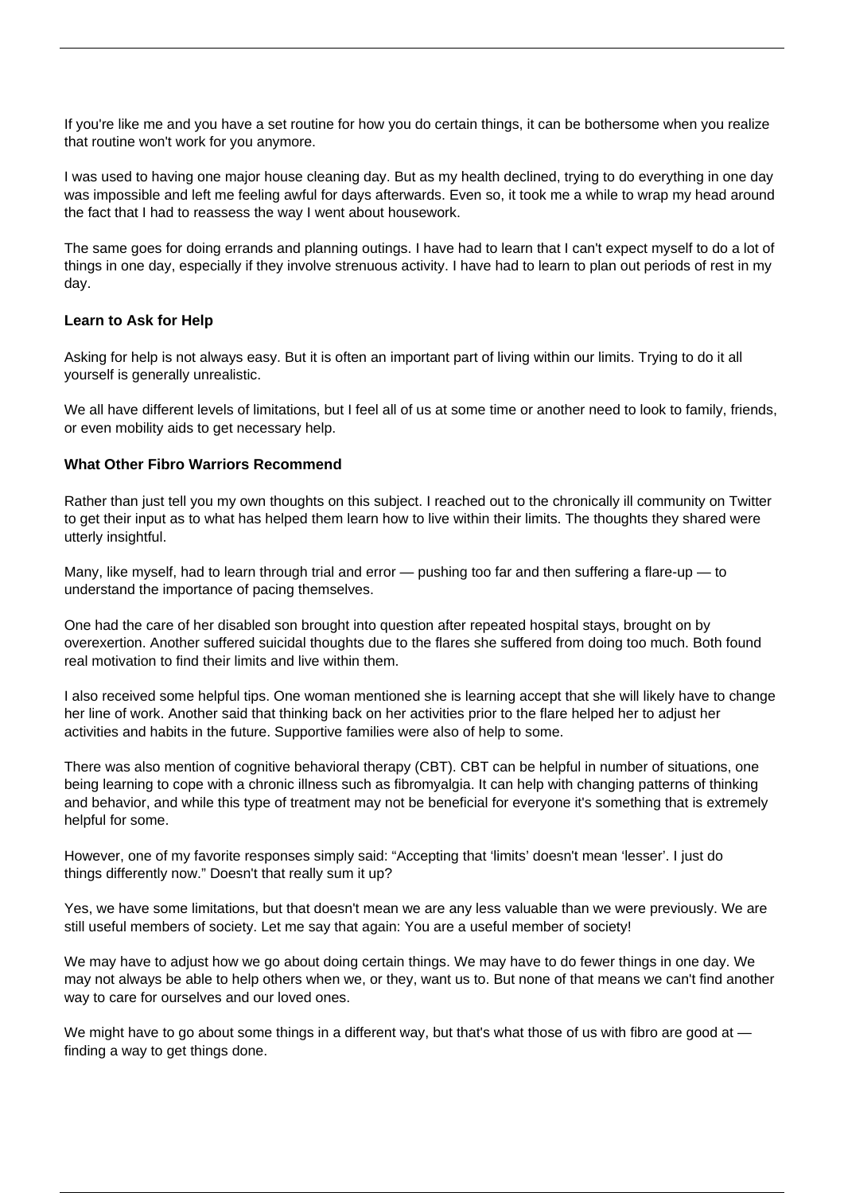If you're like me and you have a set routine for how you do certain things, it can be bothersome when you realize that routine won't work for you anymore.

I was used to having one major house cleaning day. But as my health declined, trying to do everything in one day was impossible and left me feeling awful for days afterwards. Even so, it took me a while to wrap my head around the fact that I had to reassess the way I went about housework.

The same goes for doing errands and planning outings. I have had to learn that I can't expect myself to do a lot of things in one day, especially if they involve strenuous activity. I have had to learn to plan out periods of rest in my day.

**Learn to Ask for Help**

Asking for help is not always easy. But it is often an important part of living within our limits. Trying to do it all yourself is generally unrealistic.

We all have different levels of limitations, but I feel all of us at some time or another need to look to family, friends, or even mobility aids to get necessary help.

**What Other Fibro Warriors Recommend**

Rather than just tell you my own thoughts on this subject. I reached out to the chronically ill community on Twitter to get their input as to what has helped them learn how to live within their limits. The thoughts they shared were utterly insightful.

Many, like myself, had to learn through trial and error — pushing too far and then suffering a flare-up — to understand the importance of pacing themselves.

One had the care of her disabled son brought into question after repeated hospital stays, brought on by overexertion. Another suffered suicidal thoughts due to the flares she suffered from doing too much. Both found real motivation to find their limits and live within them.

I also received some helpful tips. One woman mentioned she is learning accept that she will likely have to change her line of work. Another said that thinking back on her activities prior to the flare helped her to adjust her activities and habits in the future. Supportive families were also of help to some.

There was also mention of cognitive behavioral therapy (CBT). CBT can be helpful in number of situations, one being learning to cope with a chronic illness such as fibromyalgia. It can help with changing patterns of thinking and behavior, and while this type of treatment may not be beneficial for everyone it's something that is extremely helpful for some.

However, one of my favorite responses simply said: “Accepting that ‘limits’ doesn't mean ‘lesser’. I just do things differently now.” Doesn't that really sum it up?

Yes, we have some limitations, but that doesn't mean we are any less valuable than we were previously. We are still useful members of society. Let me say that again: You are a useful member of society!

We may have to adjust how we go about doing certain things. We may have to do fewer things in one day. We may not always be able to help others when we, or they, want us to. But none of that means we can't find another way to care for ourselves and our loved ones.

We might have to go about some things in a different way, but that's what those of us with fibro are good at — finding a way to get things done.